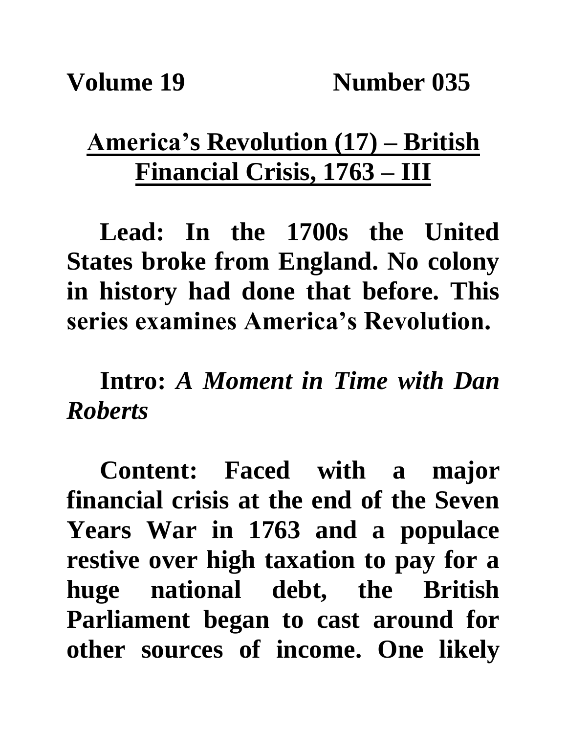**Volume 19 Number 035**

# America's Revolution (17) – British Financial Crisis, 1763 – III

**Lead: In the 1700s the United States broke from England. No colony in history had done that before. This series examines America's Revolution.**

**Intro:** ***A Moment in Time with Dan Roberts***

**Content: Faced with a major financial crisis at the end of the Seven Years War in 1763 and a populace restive over high taxation to pay for a huge national debt, the British Parliament began to cast around for other sources of income. One likely**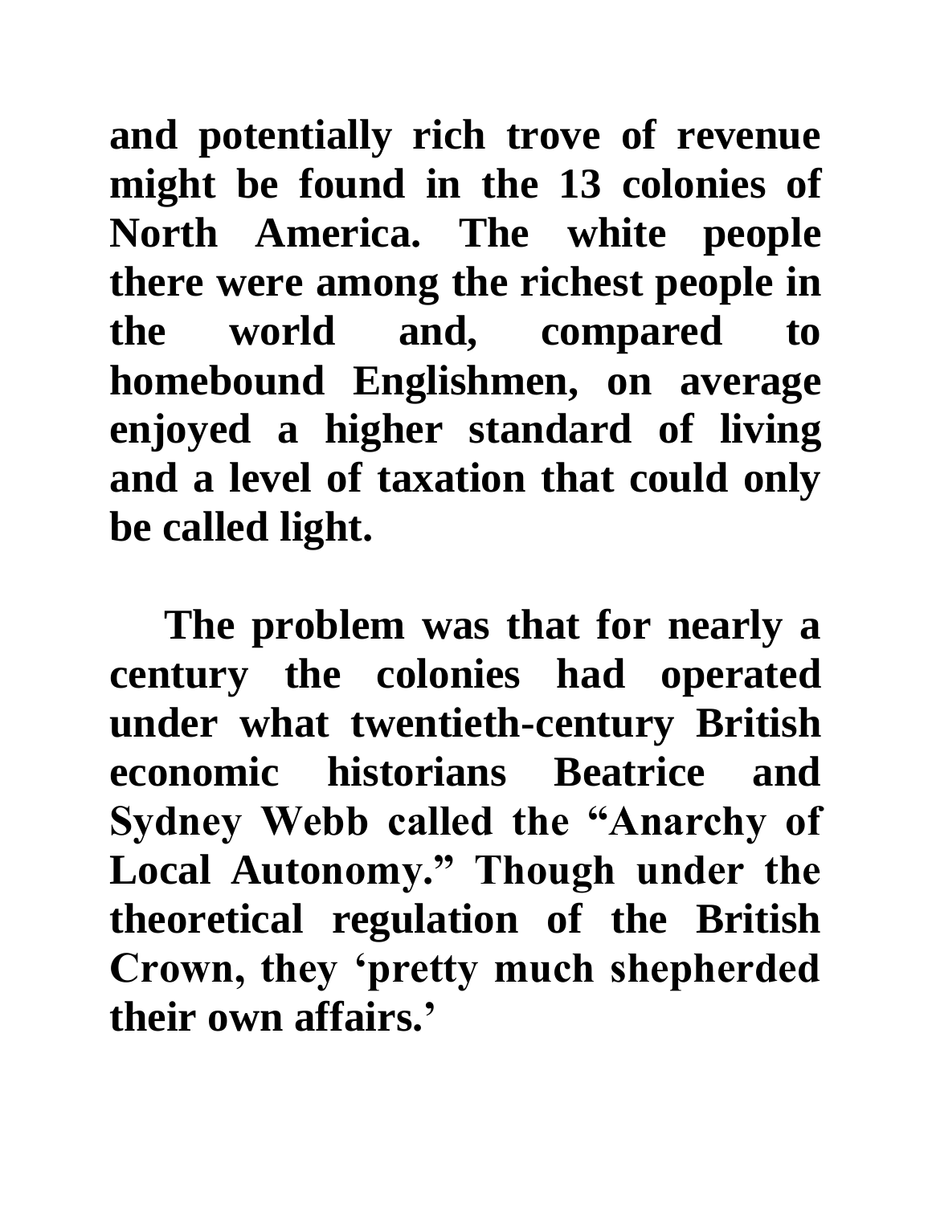and potentially rich trove of revenue might be found in the 13 colonies of North America. The white people there were among the richest people in the world and, compared to homebound Englishmen, on average enjoyed a higher standard of living and a level of taxation that could only be called light.

The problem was that for nearly a century the colonies had operated under what twentieth-century British economic historians Beatrice and Sydney Webb called the "Anarchy of Local Autonomy." Though under the theoretical regulation of the British Crown, they 'pretty much shepherded their own affairs.'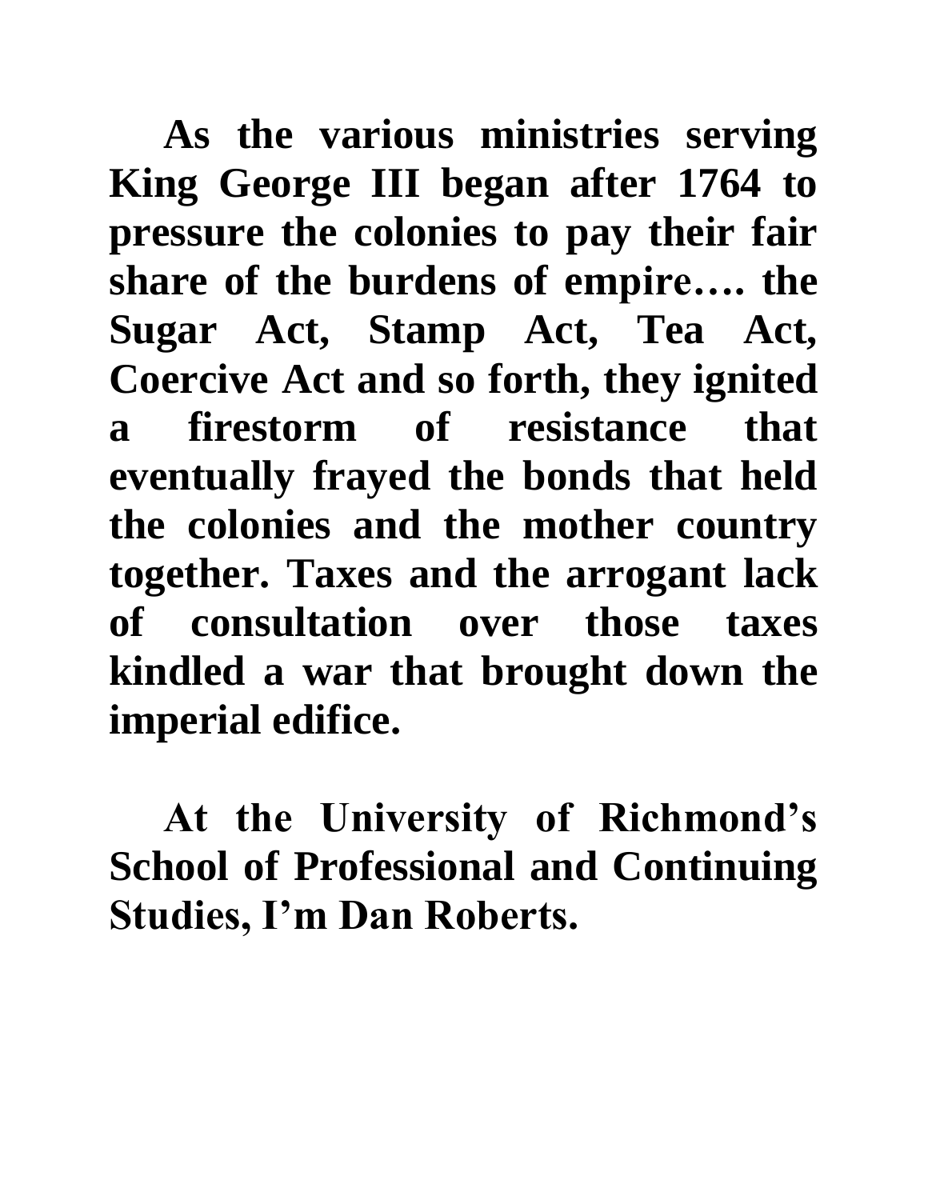**As the various ministries serving King George III began after 1764 to pressure the colonies to pay their fair share of the burdens of empire…. the Sugar Act, Stamp Act, Tea Act, Coercive Act and so forth, they ignited a firestorm of resistance that eventually frayed the bonds that held the colonies and the mother country together. Taxes and the arrogant lack of consultation over those taxes kindled a war that brought down the imperial edifice.**

**At the University of Richmond's School of Professional and Continuing Studies, I'm Dan Roberts.**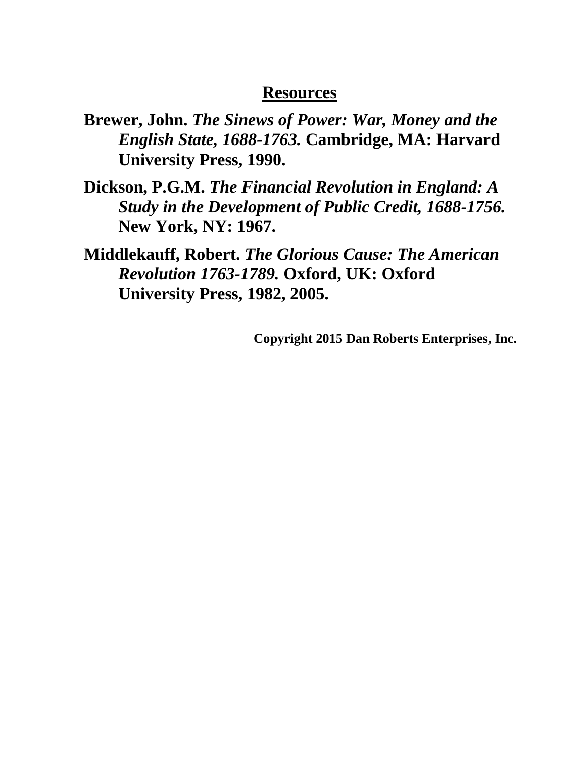## Resources

**Brewer, John.** ***The Sinews of Power: War, Money and the English State, 1688-1763.*** **Cambridge, MA: Harvard University Press, 1990.**

**Dickson, P.G.M.** ***The Financial Revolution in England: A Study in the Development of Public Credit, 1688-1756.*** **New York, NY: 1967.**

**Middlekauff, Robert.** ***The Glorious Cause: The American Revolution 1763-1789.*** **Oxford, UK: Oxford University Press, 1982, 2005.**

**Copyright 2015 Dan Roberts Enterprises, Inc.**